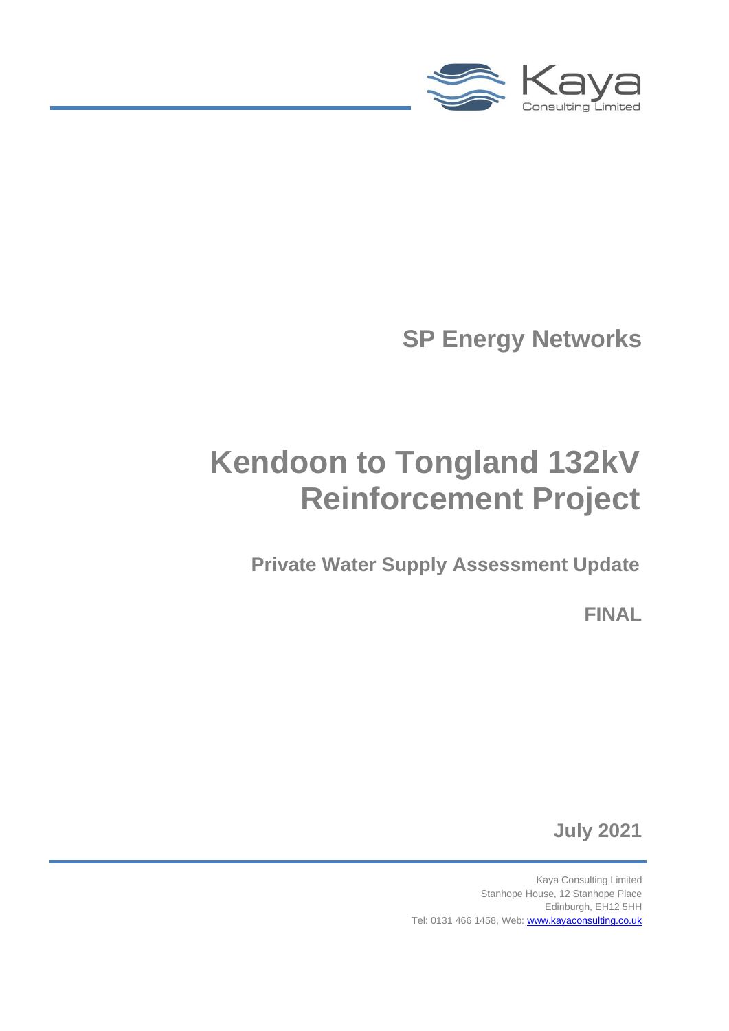Kaya
Consulting Limited

# SP Energy Networks

# Kendoon to Tongland 132kV Reinforcement Project

## Private Water Supply Assessment Update

**FINAL**

**July 2021**

Kaya Consulting Limited
Stanhope House, 12 Stanhope Place
Edinburgh, EH12 5HH
Tel: 0131 466 1458, Web: www.kayaconsulting.co.uk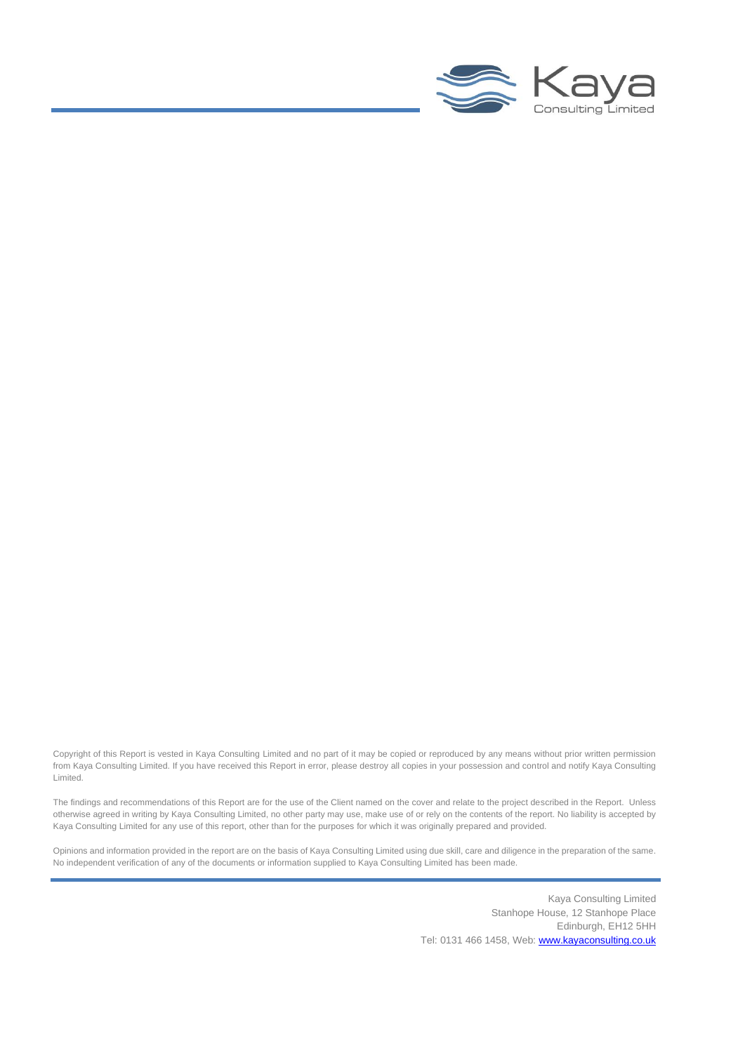Copyright of this Report is vested in Kaya Consulting Limited and no part of it may be copied or reproduced by any means without prior written permission from Kaya Consulting Limited. If you have received this Report in error, please destroy all copies in your possession and control and notify Kaya Consulting Limited.

The findings and recommendations of this Report are for the use of the Client named on the cover and relate to the project described in the Report. Unless otherwise agreed in writing by Kaya Consulting Limited, no other party may use, make use of or rely on the contents of the report. No liability is accepted by Kaya Consulting Limited for any use of this report, other than for the purposes for which it was originally prepared and provided.

Opinions and information provided in the report are on the basis of Kaya Consulting Limited using due skill, care and diligence in the preparation of the same. No independent verification of any of the documents or information supplied to Kaya Consulting Limited has been made.

Kaya Consulting Limited
Stanhope House, 12 Stanhope Place
Edinburgh, EH12 5HH
Tel: 0131 466 1458, Web: www.kayaconsulting.co.uk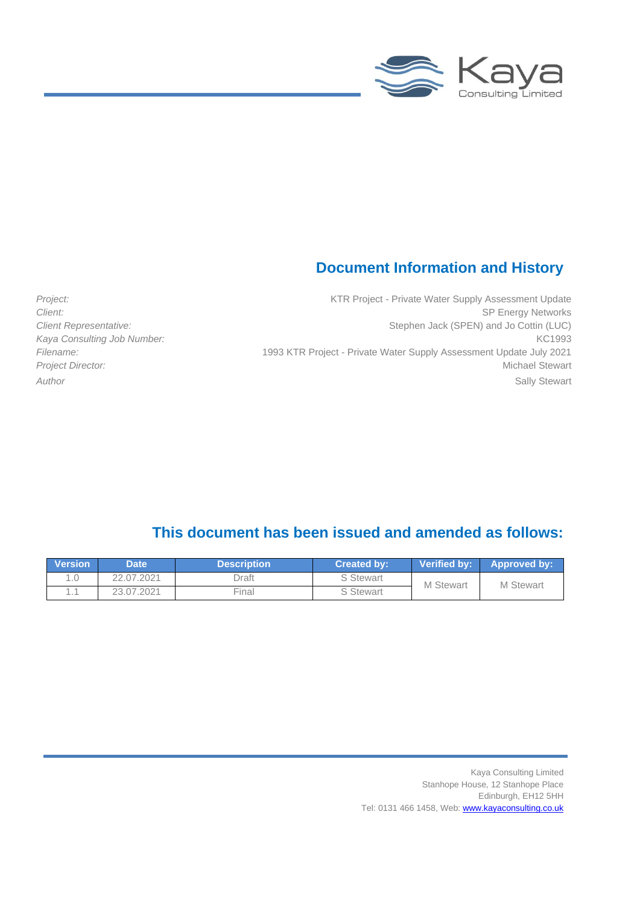## Document Information and History

| | |
|---|---|
| *Project:* | KTR Project - Private Water Supply Assessment Update |
| *Client:* | SP Energy Networks |
| *Client Representative:* | Stephen Jack (SPEN) and Jo Cottin (LUC) |
| *Kaya Consulting Job Number:* | KC1993 |
| *Filename:* | 1993 KTR Project - Private Water Supply Assessment Update July 2021 |
| *Project Director:* | Michael Stewart |
| *Author* | Sally Stewart |

## This document has been issued and amended as follows:

| Version | Date | Description | Created by: | Verified by: | Approved by: |
|---|---|---|---|---|---|
| 1.0 | 22.07.2021 | Draft | S Stewart | M Stewart | M Stewart |
| 1.1 | 23.07.2021 | Final | S Stewart | | |

Kaya Consulting Limited
Stanhope House, 12 Stanhope Place
Edinburgh, EH12 5HH
Tel: 0131 466 1458, Web: www.kayaconsulting.co.uk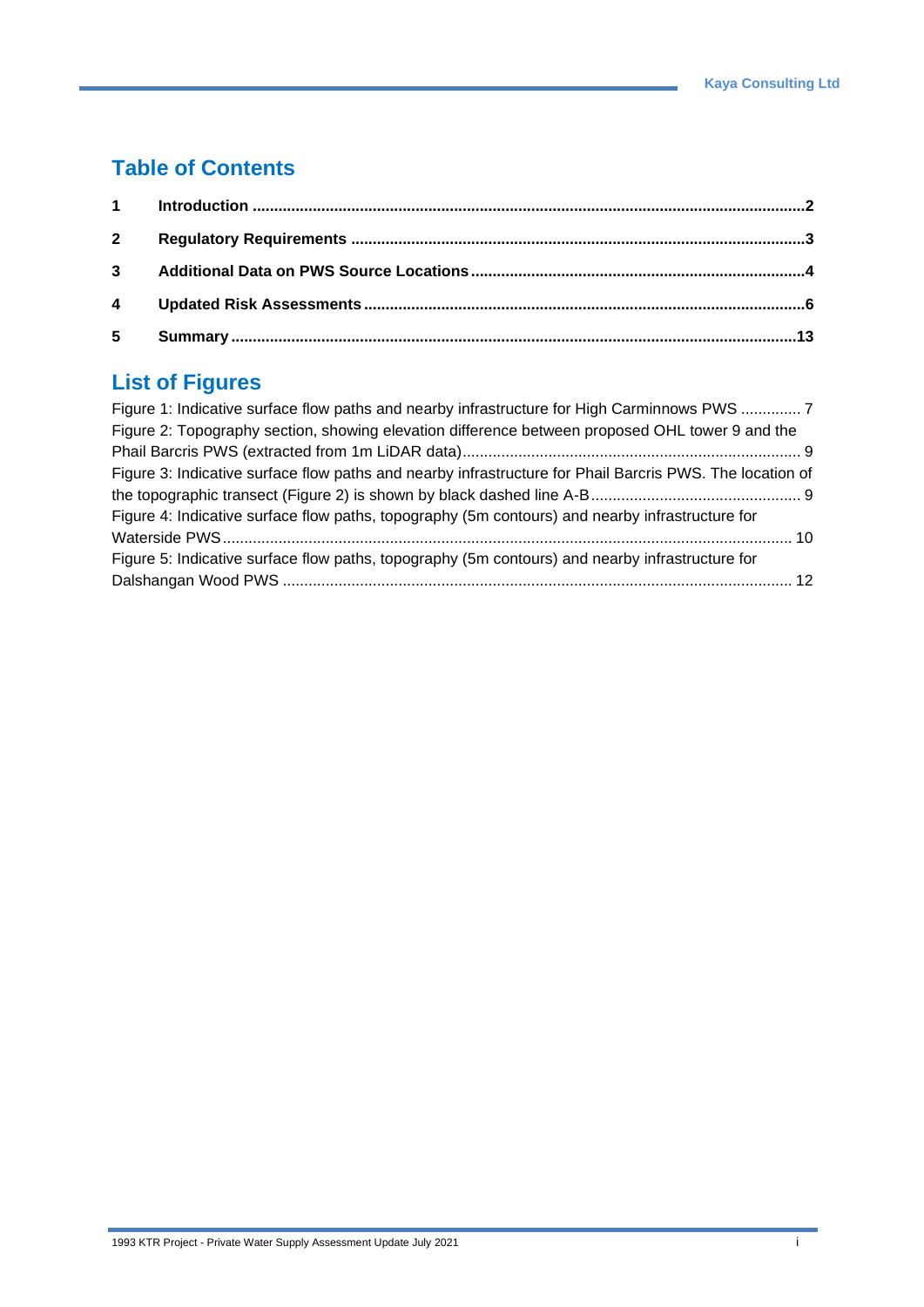## Table of Contents

| | | |
|---|---|---|
| **1** | **Introduction** | **2** |
| **2** | **Regulatory Requirements** | **3** |
| **3** | **Additional Data on PWS Source Locations** | **4** |
| **4** | **Updated Risk Assessments** | **6** |
| **5** | **Summary** | **13** |

## List of Figures

Figure 1: Indicative surface flow paths and nearby infrastructure for High Carminnows PWS ............. 7

Figure 2: Topography section, showing elevation difference between proposed OHL tower 9 and the Phail Barcris PWS (extracted from 1m LiDAR data) ............. 9

Figure 3: Indicative surface flow paths and nearby infrastructure for Phail Barcris PWS. The location of the topographic transect (Figure 2) is shown by black dashed line A-B ............. 9

Figure 4: Indicative surface flow paths, topography (5m contours) and nearby infrastructure for Waterside PWS ............. 10

Figure 5: Indicative surface flow paths, topography (5m contours) and nearby infrastructure for Dalshangan Wood PWS ............. 12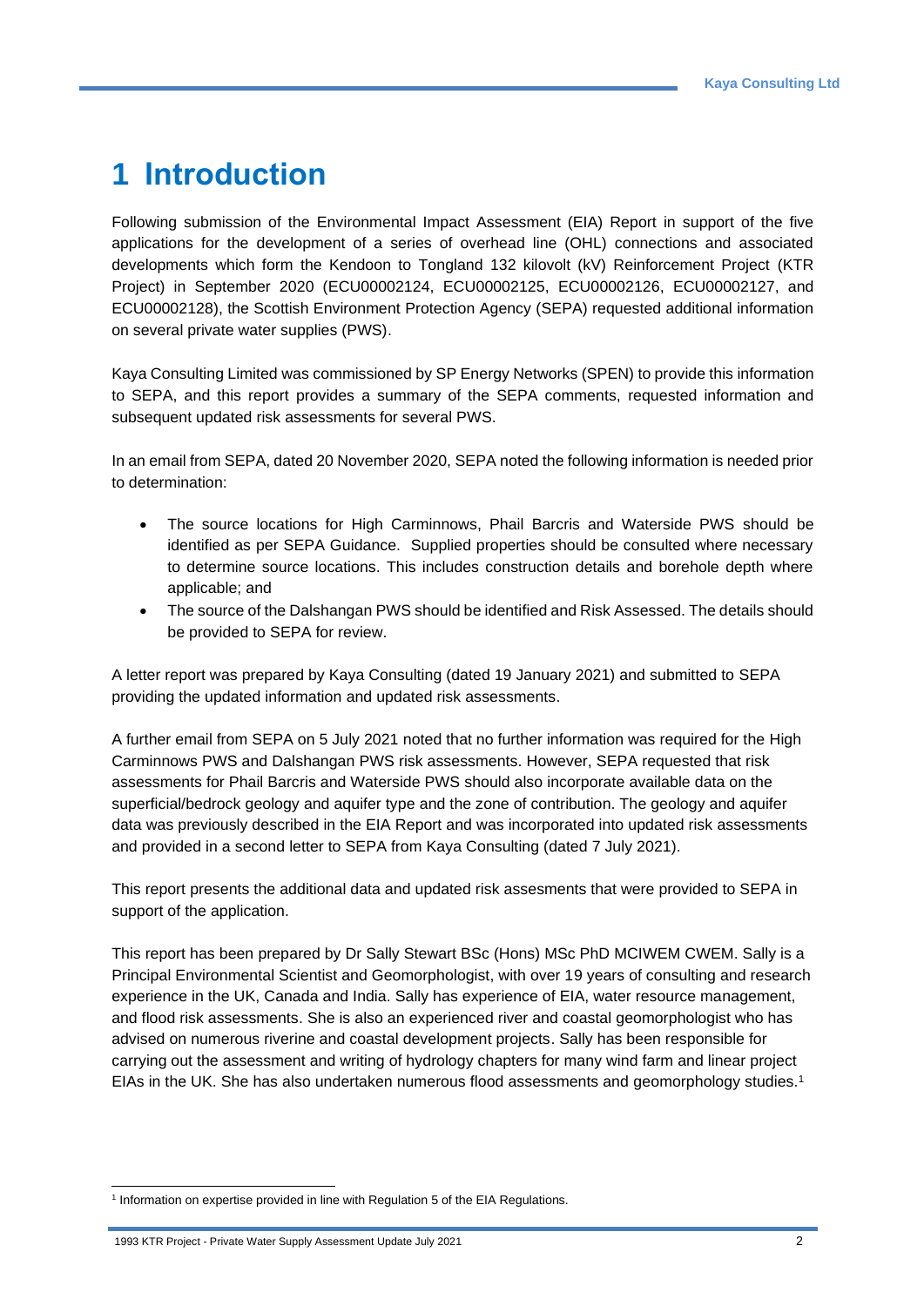# 1 Introduction

Following submission of the Environmental Impact Assessment (EIA) Report in support of the five applications for the development of a series of overhead line (OHL) connections and associated developments which form the Kendoon to Tongland 132 kilovolt (kV) Reinforcement Project (KTR Project) in September 2020 (ECU00002124, ECU00002125, ECU00002126, ECU00002127, and ECU00002128), the Scottish Environment Protection Agency (SEPA) requested additional information on several private water supplies (PWS).

Kaya Consulting Limited was commissioned by SP Energy Networks (SPEN) to provide this information to SEPA, and this report provides a summary of the SEPA comments, requested information and subsequent updated risk assessments for several PWS.

In an email from SEPA, dated 20 November 2020, SEPA noted the following information is needed prior to determination:

- The source locations for High Carminnows, Phail Barcris and Waterside PWS should be identified as per SEPA Guidance. Supplied properties should be consulted where necessary to determine source locations. This includes construction details and borehole depth where applicable; and
- The source of the Dalshangan PWS should be identified and Risk Assessed. The details should be provided to SEPA for review.

A letter report was prepared by Kaya Consulting (dated 19 January 2021) and submitted to SEPA providing the updated information and updated risk assessments.

A further email from SEPA on 5 July 2021 noted that no further information was required for the High Carminnows PWS and Dalshangan PWS risk assessments. However, SEPA requested that risk assessments for Phail Barcris and Waterside PWS should also incorporate available data on the superficial/bedrock geology and aquifer type and the zone of contribution. The geology and aquifer data was previously described in the EIA Report and was incorporated into updated risk assessments and provided in a second letter to SEPA from Kaya Consulting (dated 7 July 2021).

This report presents the additional data and updated risk assesments that were provided to SEPA in support of the application.

This report has been prepared by Dr Sally Stewart BSc (Hons) MSc PhD MCIWEM CWEM. Sally is a Principal Environmental Scientist and Geomorphologist, with over 19 years of consulting and research experience in the UK, Canada and India. Sally has experience of EIA, water resource management, and flood risk assessments. She is also an experienced river and coastal geomorphologist who has advised on numerous riverine and coastal development projects. Sally has been responsible for carrying out the assessment and writing of hydrology chapters for many wind farm and linear project EIAs in the UK. She has also undertaken numerous flood assessments and geomorphology studies.[1]

[1] Information on expertise provided in line with Regulation 5 of the EIA Regulations.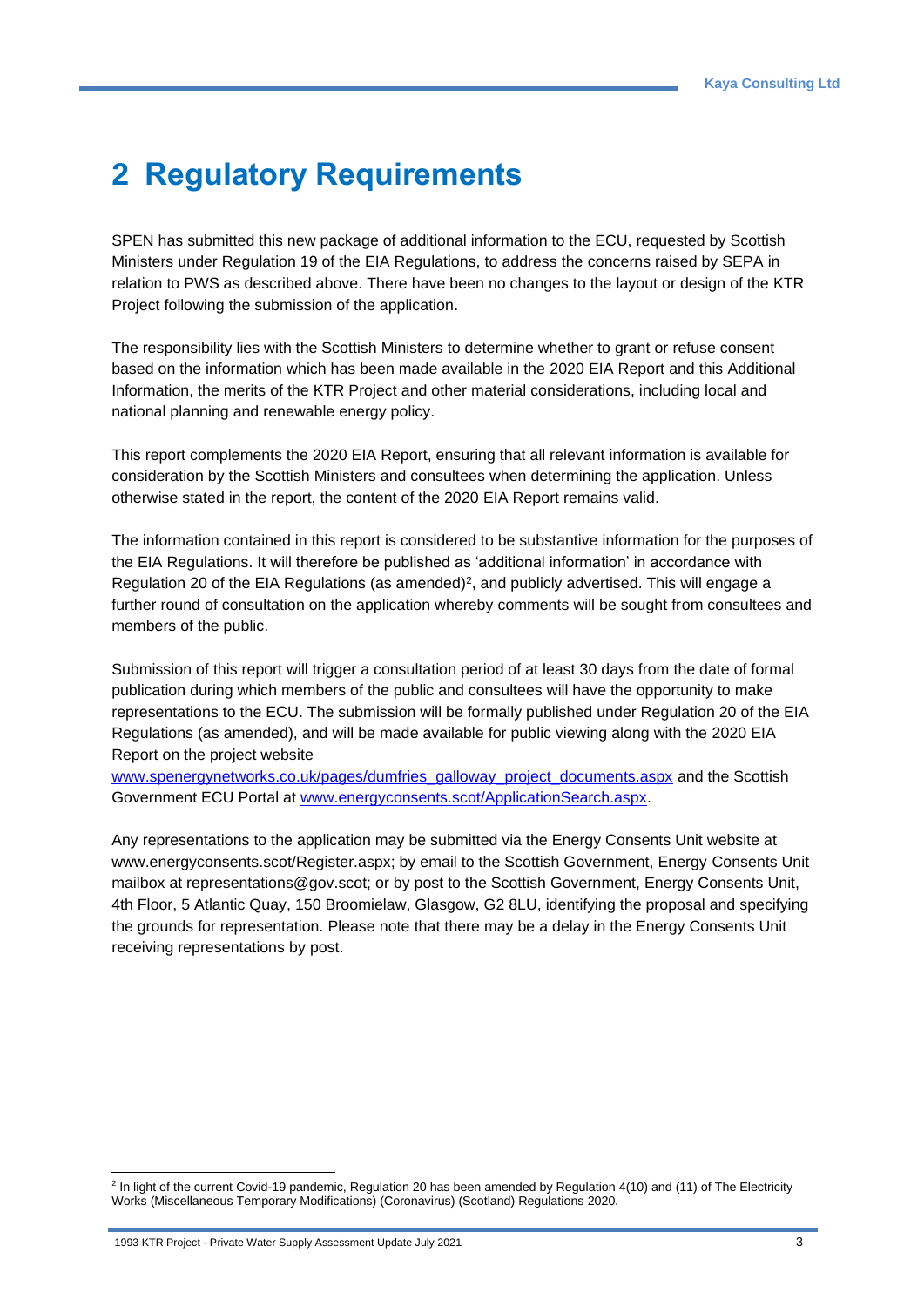# 2 Regulatory Requirements

SPEN has submitted this new package of additional information to the ECU, requested by Scottish Ministers under Regulation 19 of the EIA Regulations, to address the concerns raised by SEPA in relation to PWS as described above. There have been no changes to the layout or design of the KTR Project following the submission of the application.

The responsibility lies with the Scottish Ministers to determine whether to grant or refuse consent based on the information which has been made available in the 2020 EIA Report and this Additional Information, the merits of the KTR Project and other material considerations, including local and national planning and renewable energy policy.

This report complements the 2020 EIA Report, ensuring that all relevant information is available for consideration by the Scottish Ministers and consultees when determining the application. Unless otherwise stated in the report, the content of the 2020 EIA Report remains valid.

The information contained in this report is considered to be substantive information for the purposes of the EIA Regulations. It will therefore be published as 'additional information' in accordance with Regulation 20 of the EIA Regulations (as amended)[2], and publicly advertised. This will engage a further round of consultation on the application whereby comments will be sought from consultees and members of the public.

Submission of this report will trigger a consultation period of at least 30 days from the date of formal publication during which members of the public and consultees will have the opportunity to make representations to the ECU. The submission will be formally published under Regulation 20 of the EIA Regulations (as amended), and will be made available for public viewing along with the 2020 EIA Report on the project website www.spenergynetworks.co.uk/pages/dumfries_galloway_project_documents.aspx and the Scottish Government ECU Portal at www.energyconsents.scot/ApplicationSearch.aspx.

Any representations to the application may be submitted via the Energy Consents Unit website at www.energyconsents.scot/Register.aspx; by email to the Scottish Government, Energy Consents Unit mailbox at representations@gov.scot; or by post to the Scottish Government, Energy Consents Unit, 4th Floor, 5 Atlantic Quay, 150 Broomielaw, Glasgow, G2 8LU, identifying the proposal and specifying the grounds for representation. Please note that there may be a delay in the Energy Consents Unit receiving representations by post.

[2] In light of the current Covid-19 pandemic, Regulation 20 has been amended by Regulation 4(10) and (11) of The Electricity Works (Miscellaneous Temporary Modifications) (Coronavirus) (Scotland) Regulations 2020.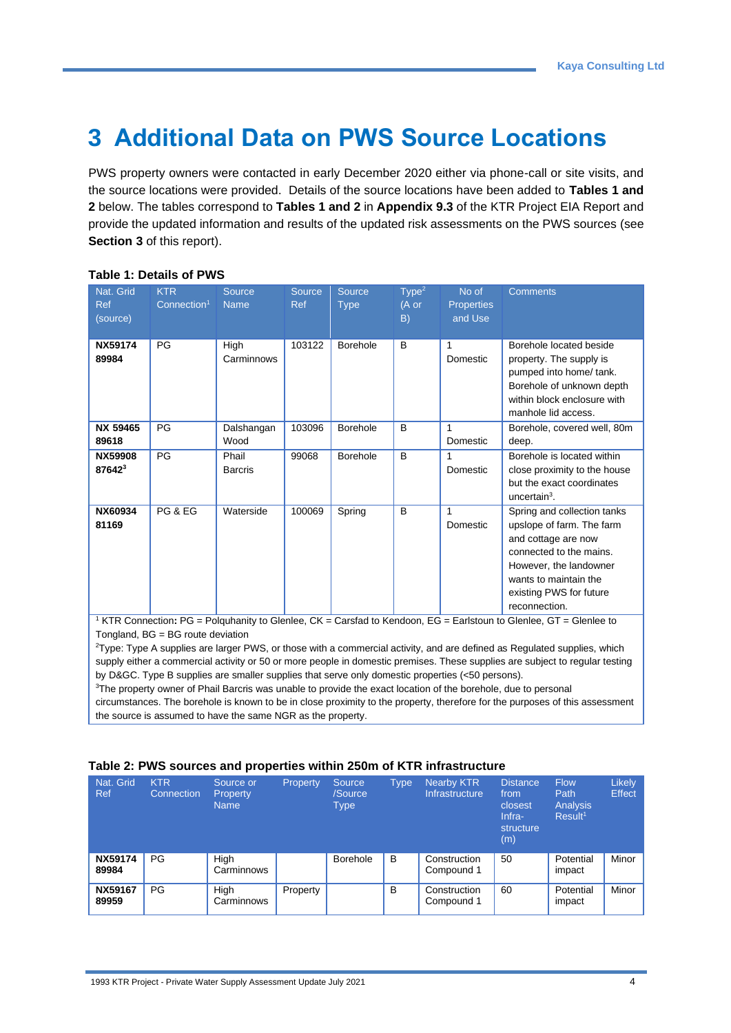# 3 Additional Data on PWS Source Locations

PWS property owners were contacted in early December 2020 either via phone-call or site visits, and the source locations were provided. Details of the source locations have been added to **Tables 1 and 2** below. The tables correspond to **Tables 1 and 2** in **Appendix 9.3** of the KTR Project EIA Report and provide the updated information and results of the updated risk assessments on the PWS sources (see **Section 3** of this report).

**Table 1: Details of PWS**

| Nat. Grid Ref (source) | KTR Connection[1] | Source Name | Source Ref | Source Type | Type[2] (A or B) | No of Properties and Use | Comments |
|---|---|---|---|---|---|---|---|
| **NX59174 89984** | PG | High Carminnows | 103122 | Borehole | B | 1 Domestic | Borehole located beside property. The supply is pumped into home/ tank. Borehole of unknown depth within block enclosure with manhole lid access. |
| **NX 59465 89618** | PG | Dalshangan Wood | 103096 | Borehole | B | 1 Domestic | Borehole, covered well, 80m deep. |
| **NX59908 87642[3]** | PG | Phail Barcris | 99068 | Borehole | B | 1 Domestic | Borehole is located within close proximity to the house but the exact coordinates uncertain[3]. |
| **NX60934 81169** | PG & EG | Waterside | 100069 | Spring | B | 1 Domestic | Spring and collection tanks upslope of farm. The farm and cottage are now connected to the mains. However, the landowner wants to maintain the existing PWS for future reconnection. |

[1] KTR Connection**:** PG = Polquhanity to Glenlee, CK = Carsfad to Kendoon, EG = Earlstoun to Glenlee, GT = Glenlee to Tongland, BG = BG route deviation

[2]Type: Type A supplies are larger PWS, or those with a commercial activity, and are defined as Regulated supplies, which supply either a commercial activity or 50 or more people in domestic premises. These supplies are subject to regular testing by D&GC. Type B supplies are smaller supplies that serve only domestic properties (<50 persons).

[3]The property owner of Phail Barcris was unable to provide the exact location of the borehole, due to personal circumstances. The borehole is known to be in close proximity to the property, therefore for the purposes of this assessment the source is assumed to have the same NGR as the property.

**Table 2: PWS sources and properties within 250m of KTR infrastructure**

| Nat. Grid Ref | KTR Connection | Source or Property Name | Property | Source /Source Type | Type | Nearby KTR Infrastructure | Distance from closest Infra-structure (m) | Flow Path Analysis Result[1] | Likely Effect |
|---|---|---|---|---|---|---|---|---|---|
| **NX59174 89984** | PG | High Carminnows | | Borehole | B | Construction Compound 1 | 50 | Potential impact | Minor |
| **NX59167 89959** | PG | High Carminnows | Property | | B | Construction Compound 1 | 60 | Potential impact | Minor |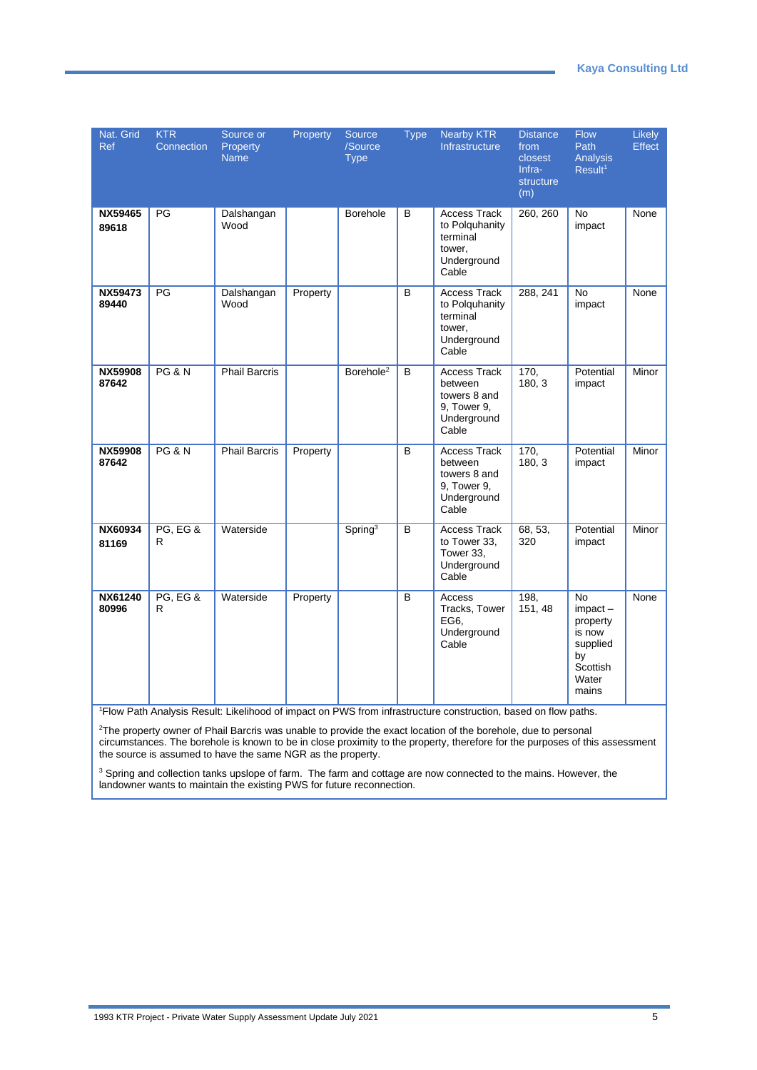| Nat. Grid Ref | KTR Connection | Source or Property Name | Property | Source /Source Type | Type | Nearby KTR Infrastructure | Distance from closest Infra-structure (m) | Flow Path Analysis Result[1] | Likely Effect |
|---|---|---|---|---|---|---|---|---|---|
| **NX59465 89618** | PG | Dalshangan Wood | | Borehole | B | Access Track to Polquhanity terminal tower, Underground Cable | 260, 260 | No impact | None |
| **NX59473 89440** | PG | Dalshangan Wood | Property | | B | Access Track to Polquhanity terminal tower, Underground Cable | 288, 241 | No impact | None |
| **NX59908 87642** | PG & N | Phail Barcris | | Borehole[2] | B | Access Track between towers 8 and 9, Tower 9, Underground Cable | 170, 180, 3 | Potential impact | Minor |
| **NX59908 87642** | PG & N | Phail Barcris | Property | | B | Access Track between towers 8 and 9, Tower 9, Underground Cable | 170, 180, 3 | Potential impact | Minor |
| **NX60934 81169** | PG, EG & R | Waterside | | Spring[3] | B | Access Track to Tower 33, Tower 33, Underground Cable | 68, 53, 320 | Potential impact | Minor |
| **NX61240 80996** | PG, EG & R | Waterside | Property | | B | Access Tracks, Tower EG6, Underground Cable | 198, 151, 48 | No impact – property is now supplied by Scottish Water mains | None |

[1]Flow Path Analysis Result: Likelihood of impact on PWS from infrastructure construction, based on flow paths.

[2]The property owner of Phail Barcris was unable to provide the exact location of the borehole, due to personal circumstances. The borehole is known to be in close proximity to the property, therefore for the purposes of this assessment the source is assumed to have the same NGR as the property.

[3] Spring and collection tanks upslope of farm. The farm and cottage are now connected to the mains. However, the landowner wants to maintain the existing PWS for future reconnection.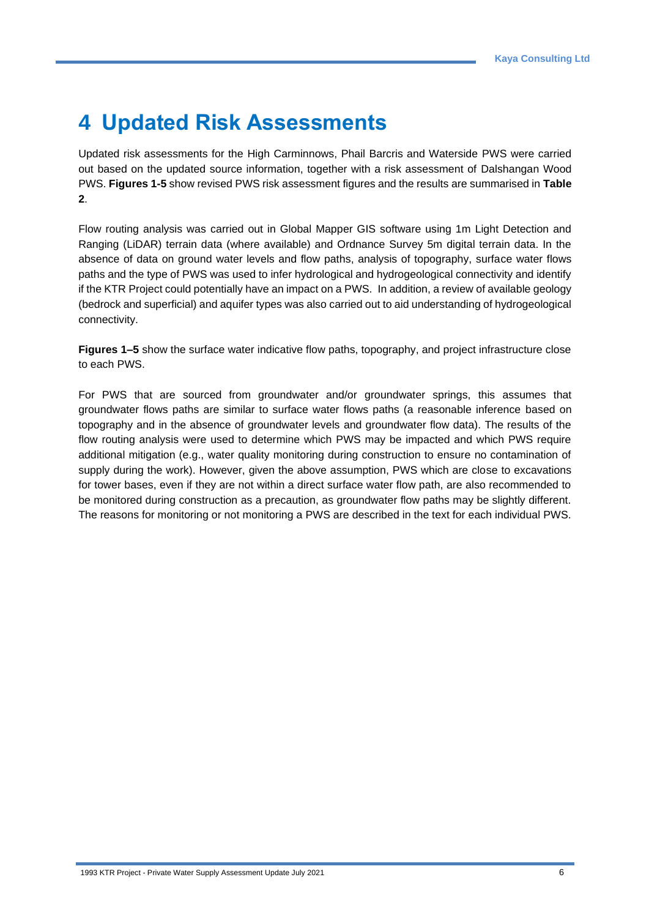# 4 Updated Risk Assessments

Updated risk assessments for the High Carminnows, Phail Barcris and Waterside PWS were carried out based on the updated source information, together with a risk assessment of Dalshangan Wood PWS. **Figures 1-5** show revised PWS risk assessment figures and the results are summarised in **Table 2**.

Flow routing analysis was carried out in Global Mapper GIS software using 1m Light Detection and Ranging (LiDAR) terrain data (where available) and Ordnance Survey 5m digital terrain data. In the absence of data on ground water levels and flow paths, analysis of topography, surface water flows paths and the type of PWS was used to infer hydrological and hydrogeological connectivity and identify if the KTR Project could potentially have an impact on a PWS. In addition, a review of available geology (bedrock and superficial) and aquifer types was also carried out to aid understanding of hydrogeological connectivity.

**Figures 1–5** show the surface water indicative flow paths, topography, and project infrastructure close to each PWS.

For PWS that are sourced from groundwater and/or groundwater springs, this assumes that groundwater flows paths are similar to surface water flows paths (a reasonable inference based on topography and in the absence of groundwater levels and groundwater flow data). The results of the flow routing analysis were used to determine which PWS may be impacted and which PWS require additional mitigation (e.g., water quality monitoring during construction to ensure no contamination of supply during the work). However, given the above assumption, PWS which are close to excavations for tower bases, even if they are not within a direct surface water flow path, are also recommended to be monitored during construction as a precaution, as groundwater flow paths may be slightly different. The reasons for monitoring or not monitoring a PWS are described in the text for each individual PWS.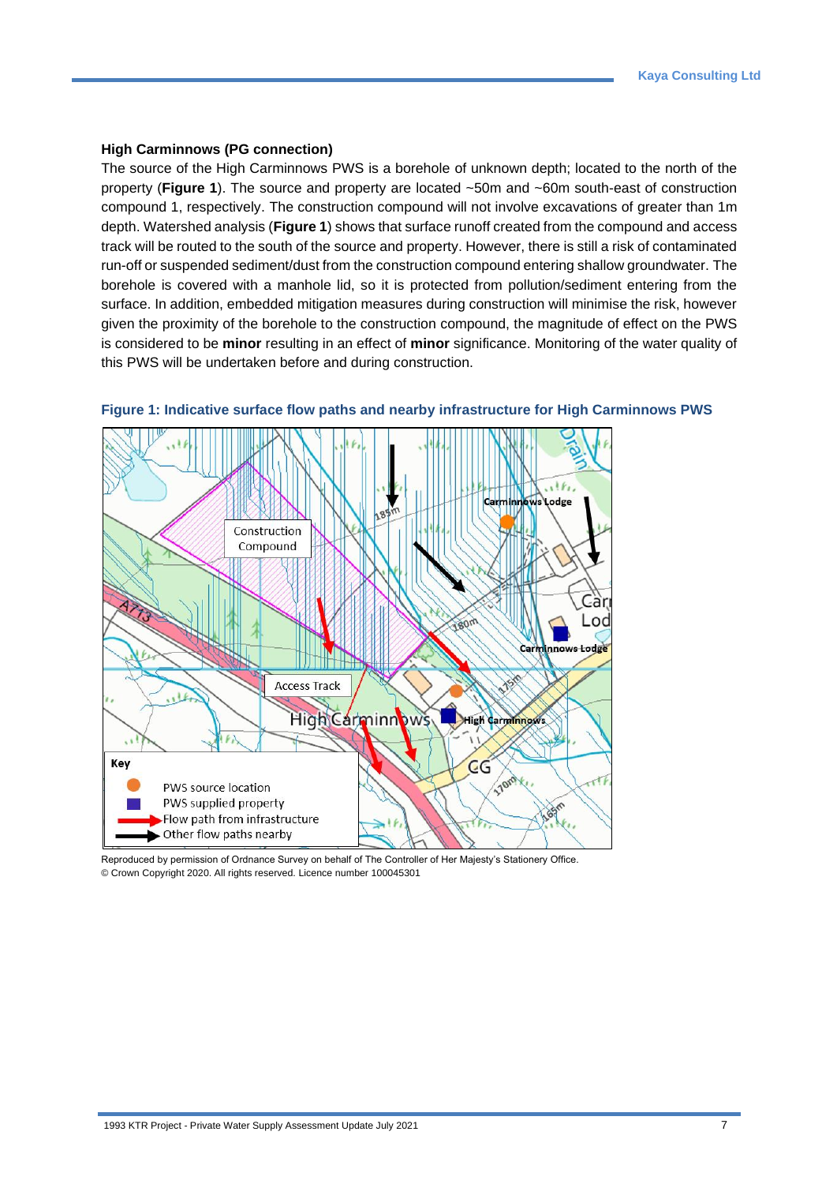### High Carminnows (PG connection)

The source of the High Carminnows PWS is a borehole of unknown depth; located to the north of the property (**Figure 1**). The source and property are located ~50m and ~60m south-east of construction compound 1, respectively. The construction compound will not involve excavations of greater than 1m depth. Watershed analysis (**Figure 1**) shows that surface runoff created from the compound and access track will be routed to the south of the source and property. However, there is still a risk of contaminated run-off or suspended sediment/dust from the construction compound entering shallow groundwater. The borehole is covered with a manhole lid, so it is protected from pollution/sediment entering from the surface. In addition, embedded mitigation measures during construction will minimise the risk, however given the proximity of the borehole to the construction compound, the magnitude of effect on the PWS is considered to be **minor** resulting in an effect of **minor** significance. Monitoring of the water quality of this PWS will be undertaken before and during construction.

**Figure 1: Indicative surface flow paths and nearby infrastructure for High Carminnows PWS**

Reproduced by permission of Ordnance Survey on behalf of The Controller of Her Majesty's Stationery Office.
© Crown Copyright 2020. All rights reserved. Licence number 100045301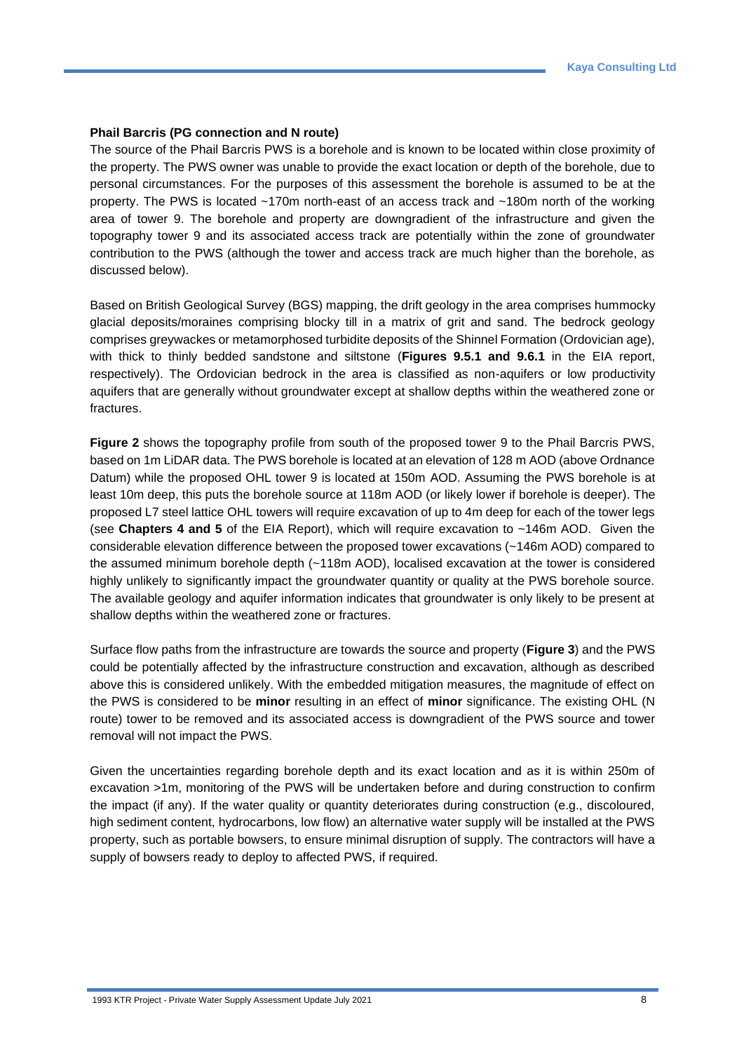**Phail Barcris (PG connection and N route)**

The source of the Phail Barcris PWS is a borehole and is known to be located within close proximity of the property. The PWS owner was unable to provide the exact location or depth of the borehole, due to personal circumstances. For the purposes of this assessment the borehole is assumed to be at the property. The PWS is located ~170m north-east of an access track and ~180m north of the working area of tower 9. The borehole and property are downgradient of the infrastructure and given the topography tower 9 and its associated access track are potentially within the zone of groundwater contribution to the PWS (although the tower and access track are much higher than the borehole, as discussed below).

Based on British Geological Survey (BGS) mapping, the drift geology in the area comprises hummocky glacial deposits/moraines comprising blocky till in a matrix of grit and sand. The bedrock geology comprises greywackes or metamorphosed turbidite deposits of the Shinnel Formation (Ordovician age), with thick to thinly bedded sandstone and siltstone (**Figures 9.5.1 and 9.6.1** in the EIA report, respectively). The Ordovician bedrock in the area is classified as non-aquifers or low productivity aquifers that are generally without groundwater except at shallow depths within the weathered zone or fractures.

**Figure 2** shows the topography profile from south of the proposed tower 9 to the Phail Barcris PWS, based on 1m LiDAR data. The PWS borehole is located at an elevation of 128 m AOD (above Ordnance Datum) while the proposed OHL tower 9 is located at 150m AOD. Assuming the PWS borehole is at least 10m deep, this puts the borehole source at 118m AOD (or likely lower if borehole is deeper). The proposed L7 steel lattice OHL towers will require excavation of up to 4m deep for each of the tower legs (see **Chapters 4 and 5** of the EIA Report), which will require excavation to ~146m AOD. Given the considerable elevation difference between the proposed tower excavations (~146m AOD) compared to the assumed minimum borehole depth (~118m AOD), localised excavation at the tower is considered highly unlikely to significantly impact the groundwater quantity or quality at the PWS borehole source. The available geology and aquifer information indicates that groundwater is only likely to be present at shallow depths within the weathered zone or fractures.

Surface flow paths from the infrastructure are towards the source and property (**Figure 3**) and the PWS could be potentially affected by the infrastructure construction and excavation, although as described above this is considered unlikely. With the embedded mitigation measures, the magnitude of effect on the PWS is considered to be **minor** resulting in an effect of **minor** significance. The existing OHL (N route) tower to be removed and its associated access is downgradient of the PWS source and tower removal will not impact the PWS.

Given the uncertainties regarding borehole depth and its exact location and as it is within 250m of excavation >1m, monitoring of the PWS will be undertaken before and during construction to confirm the impact (if any). If the water quality or quantity deteriorates during construction (e.g., discoloured, high sediment content, hydrocarbons, low flow) an alternative water supply will be installed at the PWS property, such as portable bowsers, to ensure minimal disruption of supply. The contractors will have a supply of bowsers ready to deploy to affected PWS, if required.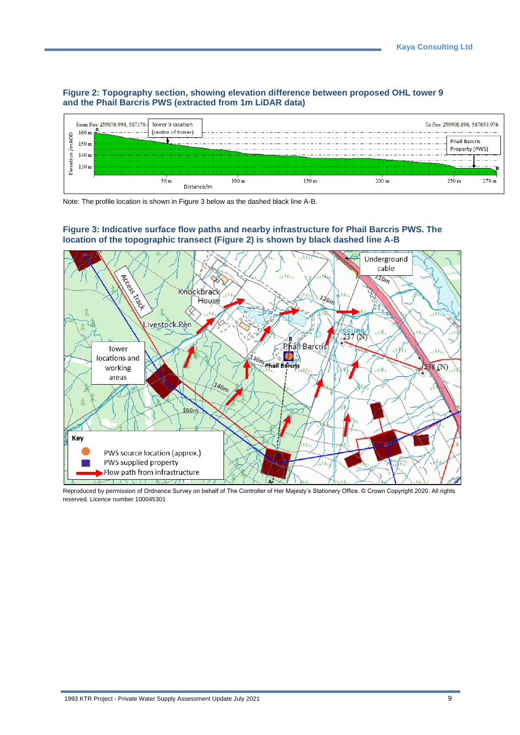**Figure 2: Topography section, showing elevation difference between proposed OHL tower 9 and the Phail Barcris PWS (extracted from 1m LiDAR data)**

Note: The profile location is shown in Figure 3 below as the dashed black line A-B.

**Figure 3: Indicative surface flow paths and nearby infrastructure for Phail Barcris PWS. The location of the topographic transect (Figure 2) is shown by black dashed line A-B**

Reproduced by permission of Ordnance Survey on behalf of The Controller of Her Majesty's Stationery Office. © Crown Copyright 2020. All rights reserved. Licence number 100045301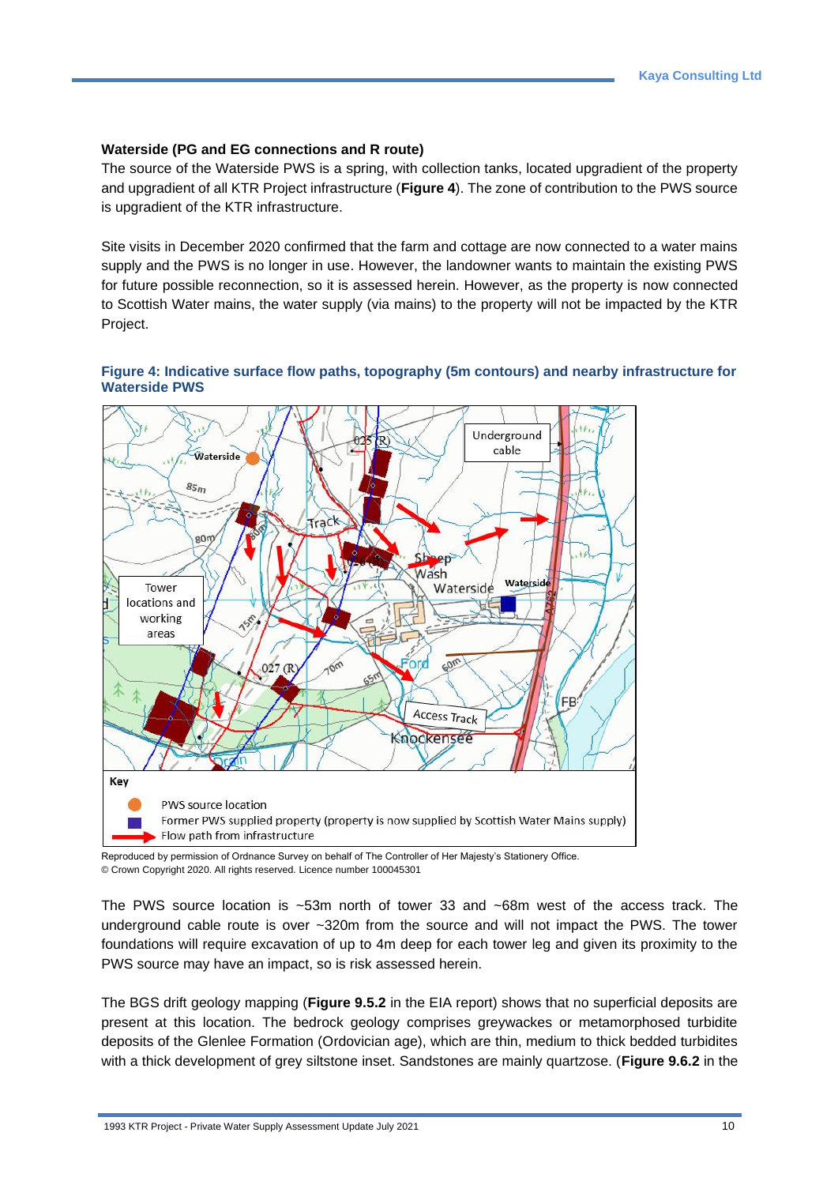**Waterside (PG and EG connections and R route)**

The source of the Waterside PWS is a spring, with collection tanks, located upgradient of the property and upgradient of all KTR Project infrastructure (**Figure 4**). The zone of contribution to the PWS source is upgradient of the KTR infrastructure.

Site visits in December 2020 confirmed that the farm and cottage are now connected to a water mains supply and the PWS is no longer in use. However, the landowner wants to maintain the existing PWS for future possible reconnection, so it is assessed herein. However, as the property is now connected to Scottish Water mains, the water supply (via mains) to the property will not be impacted by the KTR Project.

**Figure 4: Indicative surface flow paths, topography (5m contours) and nearby infrastructure for Waterside PWS**

Key

- PWS source location
- Former PWS supplied property (property is now supplied by Scottish Water Mains supply)
- Flow path from infrastructure

Reproduced by permission of Ordnance Survey on behalf of The Controller of Her Majesty's Stationery Office.
© Crown Copyright 2020. All rights reserved. Licence number 100045301

The PWS source location is ~53m north of tower 33 and ~68m west of the access track. The underground cable route is over ~320m from the source and will not impact the PWS. The tower foundations will require excavation of up to 4m deep for each tower leg and given its proximity to the PWS source may have an impact, so is risk assessed herein.

The BGS drift geology mapping (**Figure 9.5.2** in the EIA report) shows that no superficial deposits are present at this location. The bedrock geology comprises greywackes or metamorphosed turbidite deposits of the Glenlee Formation (Ordovician age), which are thin, medium to thick bedded turbidites with a thick development of grey siltstone inset. Sandstones are mainly quartzose. (**Figure 9.6.2** in the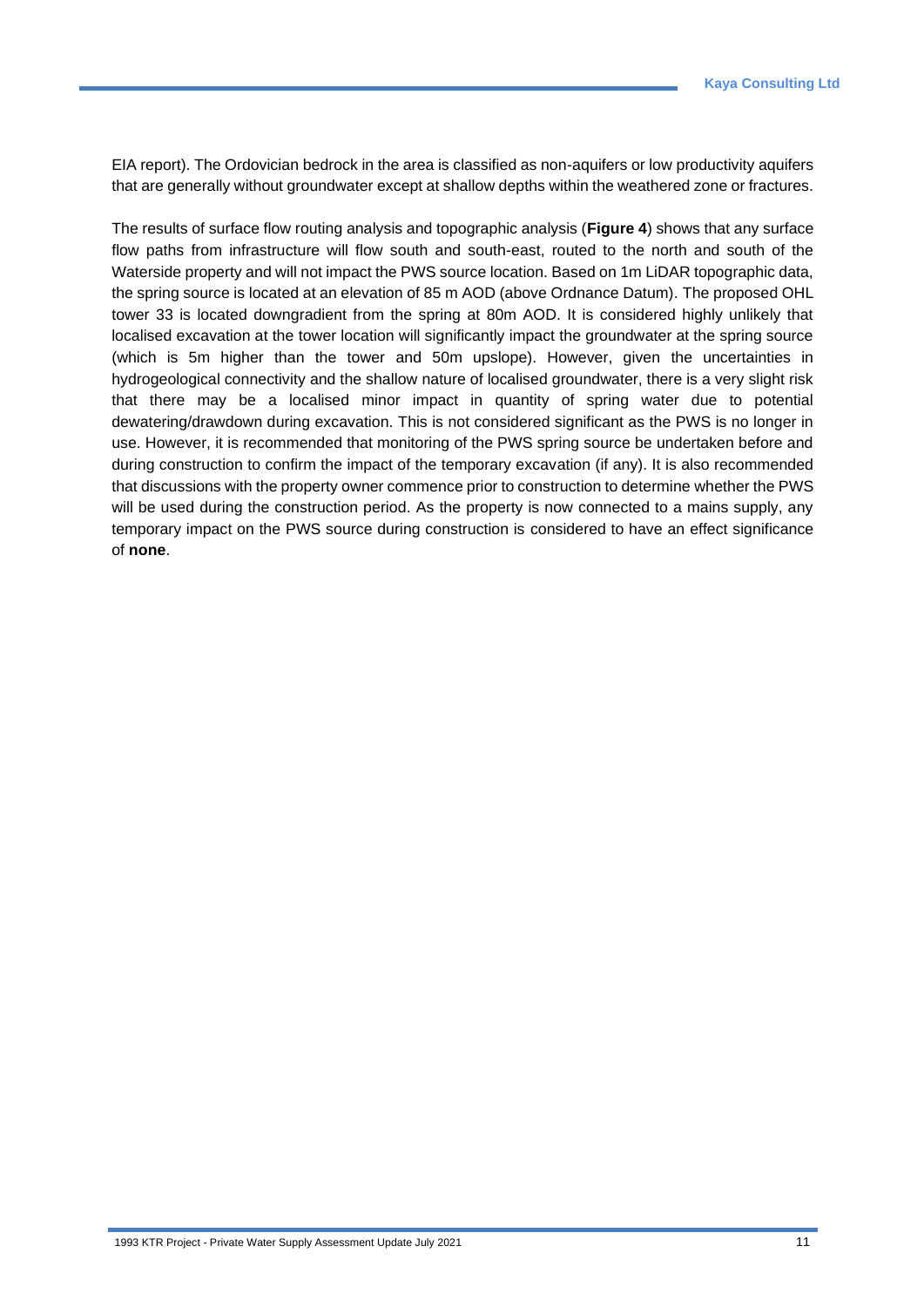EIA report). The Ordovician bedrock in the area is classified as non-aquifers or low productivity aquifers that are generally without groundwater except at shallow depths within the weathered zone or fractures.

The results of surface flow routing analysis and topographic analysis (**Figure 4**) shows that any surface flow paths from infrastructure will flow south and south-east, routed to the north and south of the Waterside property and will not impact the PWS source location. Based on 1m LiDAR topographic data, the spring source is located at an elevation of 85 m AOD (above Ordnance Datum). The proposed OHL tower 33 is located downgradient from the spring at 80m AOD. It is considered highly unlikely that localised excavation at the tower location will significantly impact the groundwater at the spring source (which is 5m higher than the tower and 50m upslope). However, given the uncertainties in hydrogeological connectivity and the shallow nature of localised groundwater, there is a very slight risk that there may be a localised minor impact in quantity of spring water due to potential dewatering/drawdown during excavation. This is not considered significant as the PWS is no longer in use. However, it is recommended that monitoring of the PWS spring source be undertaken before and during construction to confirm the impact of the temporary excavation (if any). It is also recommended that discussions with the property owner commence prior to construction to determine whether the PWS will be used during the construction period. As the property is now connected to a mains supply, any temporary impact on the PWS source during construction is considered to have an effect significance of **none**.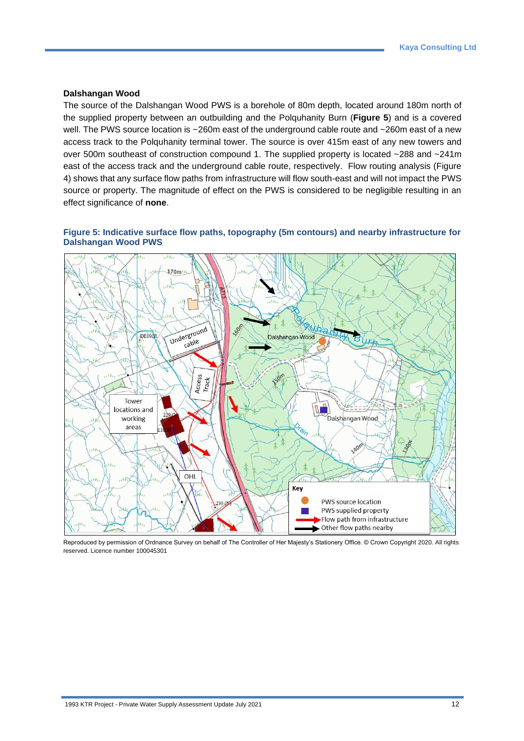### Dalshangan Wood

The source of the Dalshangan Wood PWS is a borehole of 80m depth, located around 180m north of the supplied property between an outbuilding and the Polquhanity Burn (**Figure 5**) and is a covered well. The PWS source location is ~260m east of the underground cable route and ~260m east of a new access track to the Polquhanity terminal tower. The source is over 415m east of any new towers and over 500m southeast of construction compound 1. The supplied property is located ~288 and ~241m east of the access track and the underground cable route, respectively. Flow routing analysis (Figure 4) shows that any surface flow paths from infrastructure will flow south-east and will not impact the PWS source or property. The magnitude of effect on the PWS is considered to be negligible resulting in an effect significance of **none**.

**Figure 5: Indicative surface flow paths, topography (5m contours) and nearby infrastructure for Dalshangan Wood PWS**

Reproduced by permission of Ordnance Survey on behalf of The Controller of Her Majesty's Stationery Office. © Crown Copyright 2020. All rights reserved. Licence number 100045301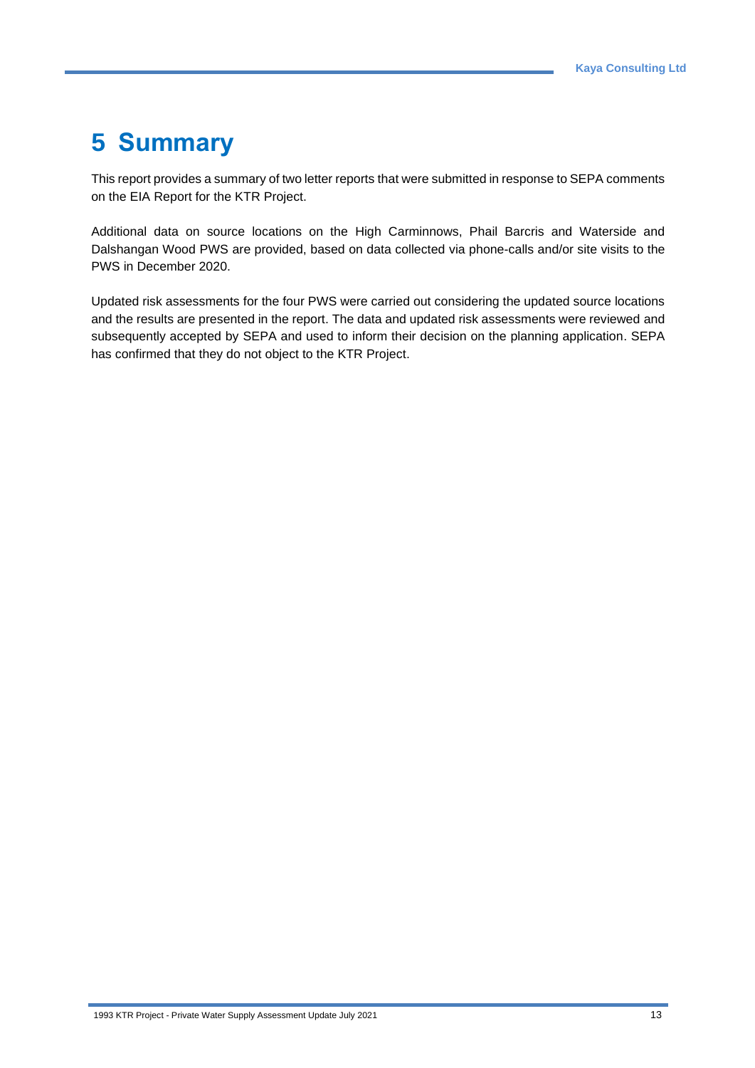# 5 Summary

This report provides a summary of two letter reports that were submitted in response to SEPA comments on the EIA Report for the KTR Project.

Additional data on source locations on the High Carminnows, Phail Barcris and Waterside and Dalshangan Wood PWS are provided, based on data collected via phone-calls and/or site visits to the PWS in December 2020.

Updated risk assessments for the four PWS were carried out considering the updated source locations and the results are presented in the report. The data and updated risk assessments were reviewed and subsequently accepted by SEPA and used to inform their decision on the planning application. SEPA has confirmed that they do not object to the KTR Project.